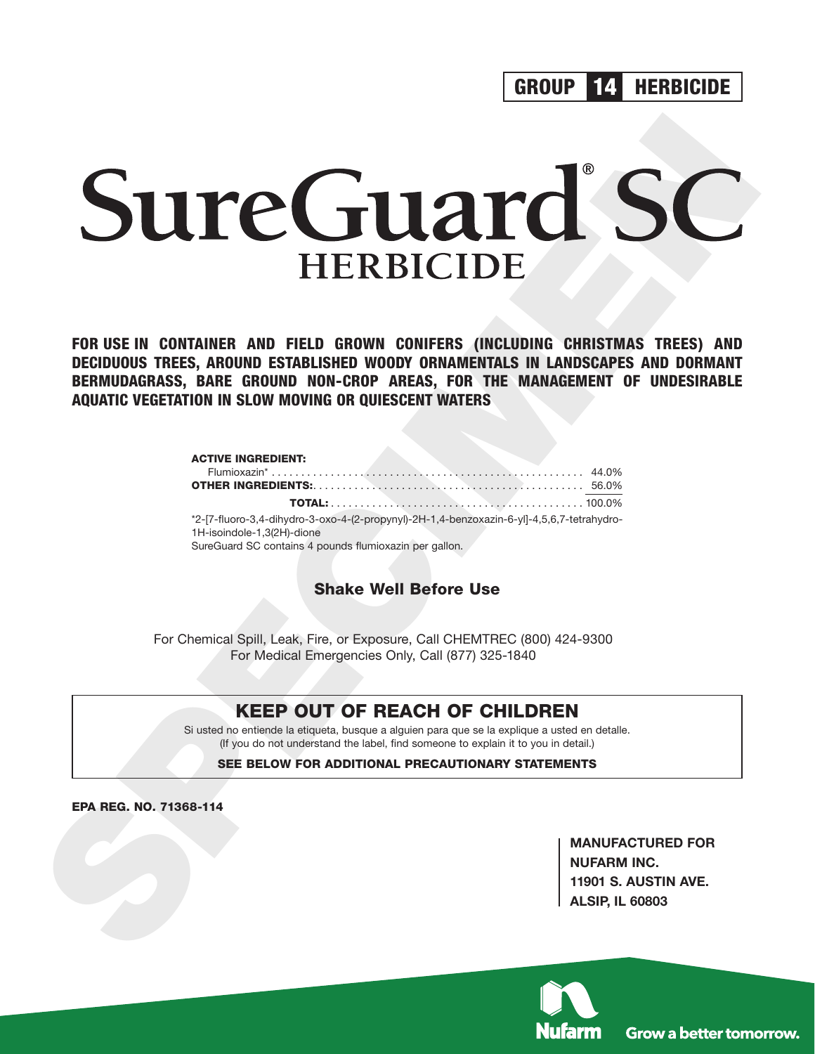**GROUP 14 HERBICIDE**

# SureGuard® SC

## HERBICIDE

**FOR USE IN CONTAINER AND FIELD GROWN CONIFERS (INCLUDING CHRISTMAS TREES) AND DECIDUOUS TREES, AROUND ESTABLISHED WOODY ORNAMENTALS IN LANDSCAPES AND DORMANT BERMUDAGRASS, BARE GROUND NON-CROP AREAS, FOR THE MANAGEMENT OF UNDESIRABLE AQUATIC VEGETATION IN SLOW MOVING OR QUIESCENT WATERS**

| **ACTIVE INGREDIENT:** | |
|---|---|
| Flumioxazin* | 44.0% |
| **OTHER INGREDIENTS:** | 56.0% |
| **TOTAL:** | 100.0% |

*2-[7-fluoro-3,4-dihydro-3-oxo-4-(2-propynyl)-2H-1,4-benzoxazin-6-yl]-4,5,6,7-tetrahydro-1H-isoindole-1,3(2H)-dione

SureGuard SC contains 4 pounds flumioxazin per gallon.

### Shake Well Before Use

For Chemical Spill, Leak, Fire, or Exposure, Call CHEMTREC (800) 424-9300
For Medical Emergencies Only, Call (877) 325-1840

## KEEP OUT OF REACH OF CHILDREN

Si usted no entiende la etiqueta, busque a alguien para que se la explique a usted en detalle.
(If you do not understand the label, find someone to explain it to you in detail.)

**SEE BELOW FOR ADDITIONAL PRECAUTIONARY STATEMENTS**

**EPA REG. NO. 71368-114**

**MANUFACTURED FOR**
**NUFARM INC.**
**11901 S. AUSTIN AVE.**
**ALSIP, IL 60803**

Nufarm Grow a better tomorrow.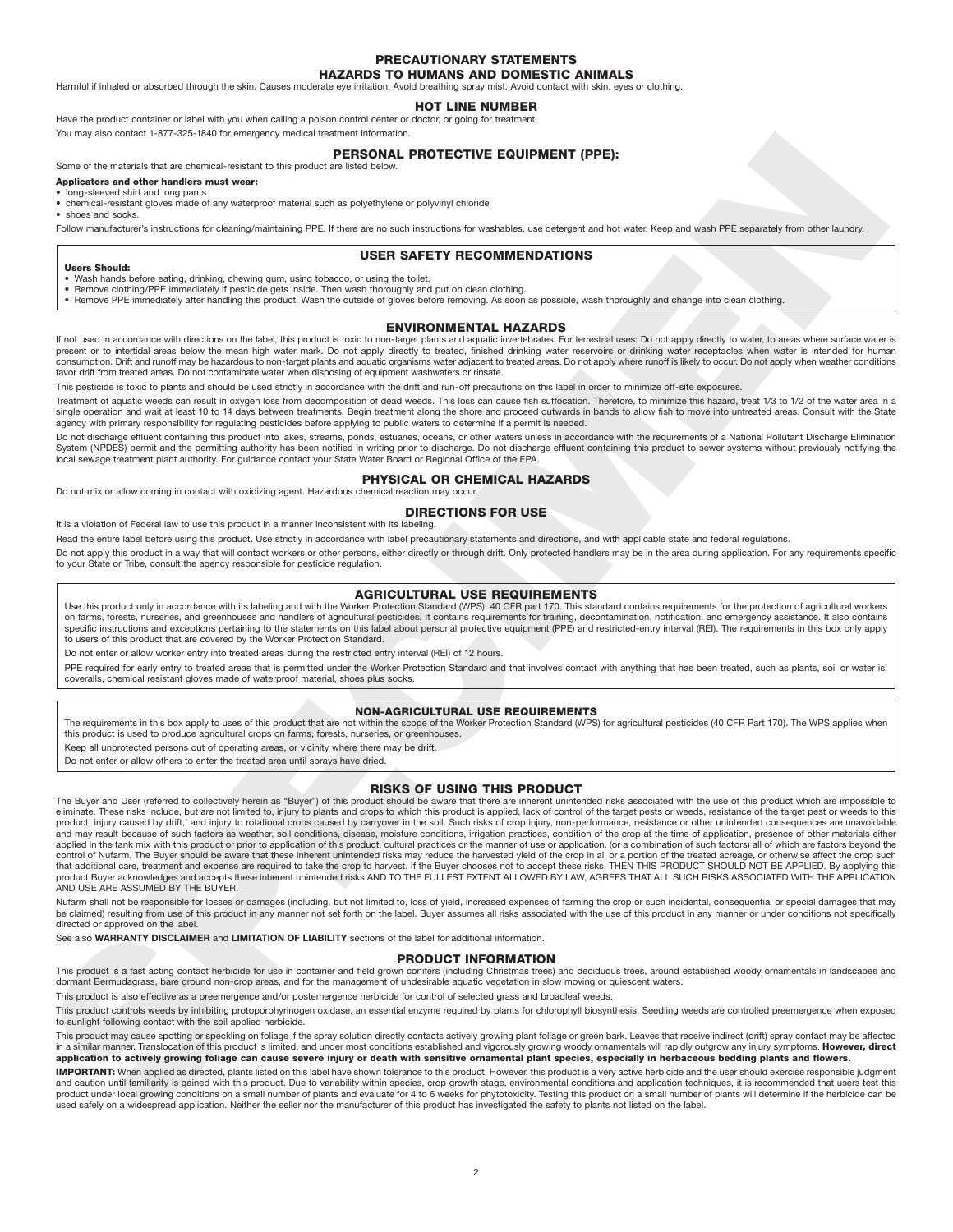# PRECAUTIONARY STATEMENTS

## HAZARDS TO HUMANS AND DOMESTIC ANIMALS

Harmful if inhaled or absorbed through the skin. Causes moderate eye irritation. Avoid breathing spray mist. Avoid contact with skin, eyes or clothing.

## HOT LINE NUMBER

Have the product container or label with you when calling a poison control center or doctor, or going for treatment.

You may also contact 1-877-325-1840 for emergency medical treatment information.

## PERSONAL PROTECTIVE EQUIPMENT (PPE):

Some of the materials that are chemical-resistant to this product are listed below.

**Applicators and other handlers must wear:**

- long-sleeved shirt and long pants
- chemical-resistant gloves made of any waterproof material such as polyethylene or polyvinyl chloride
- shoes and socks.

Follow manufacturer's instructions for cleaning/maintaining PPE. If there are no such instructions for washables, use detergent and hot water. Keep and wash PPE separately from other laundry.

## USER SAFETY RECOMMENDATIONS

**Users Should:**

- Wash hands before eating, drinking, chewing gum, using tobacco, or using the toilet.
- Remove clothing/PPE immediately if pesticide gets inside. Then wash thoroughly and put on clean clothing.
- Remove PPE immediately after handling this product. Wash the outside of gloves before removing. As soon as possible, wash thoroughly and change into clean clothing.

## ENVIRONMENTAL HAZARDS

If not used in accordance with directions on the label, this product is toxic to non-target plants and aquatic invertebrates. For terrestrial uses: Do not apply directly to water, to areas where surface water is present or to intertidal areas below the mean high water mark. Do not apply directly to treated, finished drinking water reservoirs or drinking water receptacles when water is intended for human consumption. Drift and runoff may be hazardous to non-target plants and aquatic organisms water adjacent to treated areas. Do not apply where runoff is likely to occur. Do not apply when weather conditions favor drift from treated areas. Do not contaminate water when disposing of equipment washwaters or rinsate.

This pesticide is toxic to plants and should be used strictly in accordance with the drift and run-off precautions on this label in order to minimize off-site exposures.

Treatment of aquatic weeds can result in oxygen loss from decomposition of dead weeds. This loss can cause fish suffocation. Therefore, to minimize this hazard, treat 1/3 to 1/2 of the water area in a single operation and wait at least 10 to 14 days between treatments. Begin treatment along the shore and proceed outwards in bands to allow fish to move into untreated areas. Consult with the State agency with primary responsibility for regulating pesticides before applying to public waters to determine if a permit is needed.

Do not discharge effluent containing this product into lakes, streams, ponds, estuaries, oceans, or other waters unless in accordance with the requirements of a National Pollutant Discharge Elimination System (NPDES) permit and the permitting authority has been notified in writing prior to discharge. Do not discharge effluent containing this product to sewer systems without previously notifying the local sewage treatment plant authority. For guidance contact your State Water Board or Regional Office of the EPA.

## PHYSICAL OR CHEMICAL HAZARDS

Do not mix or allow coming in contact with oxidizing agent. Hazardous chemical reaction may occur.

## DIRECTIONS FOR USE

It is a violation of Federal law to use this product in a manner inconsistent with its labeling.

Read the entire label before using this product. Use strictly in accordance with label precautionary statements and directions, and with applicable state and federal regulations.

Do not apply this product in a way that will contact workers or other persons, either directly or through drift. Only protected handlers may be in the area during application. For any requirements specific to your State or Tribe, consult the agency responsible for pesticide regulation.

## AGRICULTURAL USE REQUIREMENTS

Use this product only in accordance with its labeling and with the Worker Protection Standard (WPS), 40 CFR part 170. This standard contains requirements for the protection of agricultural workers on farms, forests, nurseries, and greenhouses and handlers of agricultural pesticides. It contains requirements for training, decontamination, notification, and emergency assistance. It also contains specific instructions and exceptions pertaining to the statements on this label about personal protective equipment (PPE) and restricted-entry interval (REI). The requirements in this box only apply to users of this product that are covered by the Worker Protection Standard.

Do not enter or allow worker entry into treated areas during the restricted entry interval (REI) of 12 hours.

PPE required for early entry to treated areas that is permitted under the Worker Protection Standard and that involves contact with anything that has been treated, such as plants, soil or water is: coveralls, chemical resistant gloves made of waterproof material, shoes plus socks.

## NON-AGRICULTURAL USE REQUIREMENTS

The requirements in this box apply to uses of this product that are not within the scope of the Worker Protection Standard (WPS) for agricultural pesticides (40 CFR Part 170). The WPS applies when this product is used to produce agricultural crops on farms, forests, nurseries, or greenhouses.

Keep all unprotected persons out of operating areas, or vicinity where there may be drift.

Do not enter or allow others to enter the treated area until sprays have dried.

## RISKS OF USING THIS PRODUCT

The Buyer and User (referred to collectively herein as "Buyer") of this product should be aware that there are inherent unintended risks associated with the use of this product which are impossible to eliminate. These risks include, but are not limited to, injury to plants and crops to which this product is applied, lack of control of the target pests or weeds, resistance of the target pest or weeds to this product, injury caused by drift,' and injury to rotational crops caused by carryover in the soil. Such risks of crop injury, non-performance, resistance or other unintended consequences are unavoidable and may result because of such factors as weather, soil conditions, disease, moisture conditions, irrigation practices, condition of the crop at the time of application, presence of other materials either applied in the tank mix with this product or prior to application of this product, cultural practices or the manner of use or application, (or a combination of such factors) all of which are factors beyond the control of Nufarm. The Buyer should be aware that these inherent unintended risks may reduce the harvested yield of the crop in all or a portion of the treated acreage, or otherwise affect the crop such that additional care, treatment and expense are required to take the crop to harvest. If the Buyer chooses not to accept these risks, THEN THIS PRODUCT SHOULD NOT BE APPLIED. By applying this product Buyer acknowledges and accepts these inherent unintended risks AND TO THE FULLEST EXTENT ALLOWED BY LAW, AGREES THAT ALL SUCH RISKS ASSOCIATED WITH THE APPLICATION AND USE ARE ASSUMED BY THE BUYER.

Nufarm shall not be responsible for losses or damages (including, but not limited to, loss of yield, increased expenses of farming the crop or such incidental, consequential or special damages that may be claimed) resulting from use of this product in any manner not set forth on the label. Buyer assumes all risks associated with the use of this product in any manner or under conditions not specifically directed or approved on the label.

See also **WARRANTY DISCLAIMER** and **LIMITATION OF LIABILITY** sections of the label for additional information.

## PRODUCT INFORMATION

This product is a fast acting contact herbicide for use in container and field grown conifers (including Christmas trees) and deciduous trees, around established woody ornamentals in landscapes and dormant Bermudagrass, bare ground non-crop areas, and for the management of undesirable aquatic vegetation in slow moving or quiescent waters.

This product is also effective as a preemergence and/or postemergence herbicide for control of selected grass and broadleaf weeds.

This product controls weeds by inhibiting protoporphyrinogen oxidase, an essential enzyme required by plants for chlorophyll biosynthesis. Seedling weeds are controlled preemergence when exposed to sunlight following contact with the soil applied herbicide.

This product may cause spotting or speckling on foliage if the spray solution directly contacts actively growing plant foliage or green bark. Leaves that receive indirect (drift) spray contact may be affected in a similar manner. Translocation of this product is limited, and under most conditions established and vigorously growing woody ornamentals will rapidly outgrow any injury symptoms. **However, direct application to actively growing foliage can cause severe injury or death with sensitive ornamental plant species, especially in herbaceous bedding plants and flowers.**

**IMPORTANT:** When applied as directed, plants listed on this label have shown tolerance to this product. However, this product is a very active herbicide and the user should exercise responsible judgment and caution until familiarity is gained with this product. Due to variability within species, crop growth stage, environmental conditions and application techniques, it is recommended that users test this product under local growing conditions on a small number of plants and evaluate for 4 to 6 weeks for phytotoxicity. Testing this product on a small number of plants will determine if the herbicide can be used safely on a widespread application. Neither the seller nor the manufacturer of this product has investigated the safety to plants not listed on the label.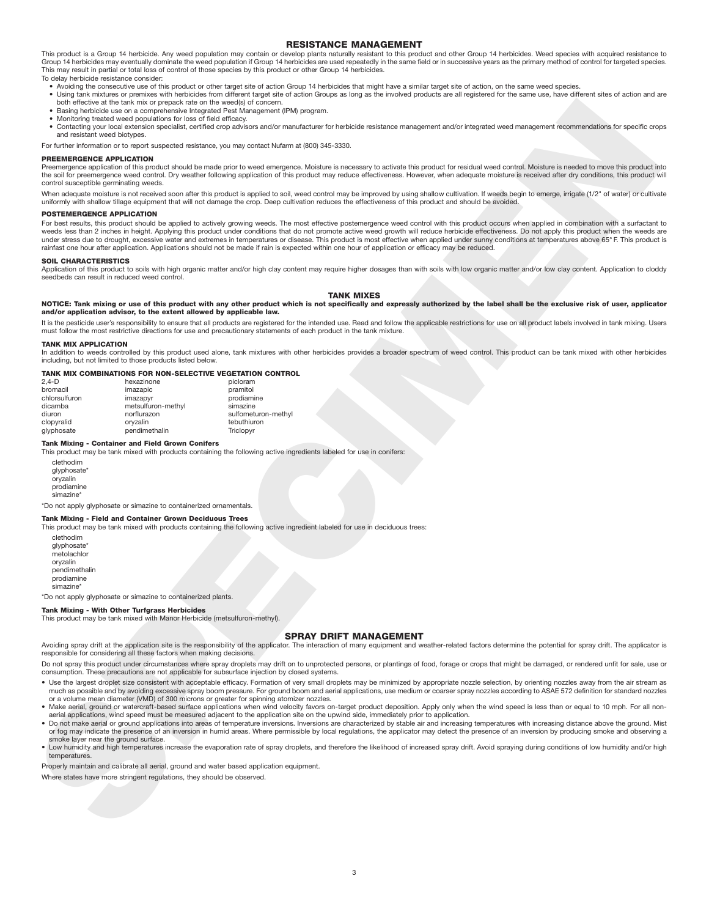## RESISTANCE MANAGEMENT

This product is a Group 14 herbicide. Any weed population may contain or develop plants naturally resistant to this product and other Group 14 herbicides. Weed species with acquired resistance to Group 14 herbicides may eventually dominate the weed population if Group 14 herbicides are used repeatedly in the same field or in successive years as the primary method of control for targeted species. This may result in partial or total loss of control of those species by this product or other Group 14 herbicides.

To delay herbicide resistance consider:

- Avoiding the consecutive use of this product or other target site of action Group 14 herbicides that might have a similar target site of action, on the same weed species.
- Using tank mixtures or premixes with herbicides from different target site of action Groups as long as the involved products are all registered for the same use, have different sites of action and are both effective at the tank mix or prepack rate on the weed(s) of concern.
- Basing herbicide use on a comprehensive Integrated Pest Management (IPM) program.
- Monitoring treated weed populations for loss of field efficacy.
- Contacting your local extension specialist, certified crop advisors and/or manufacturer for herbicide resistance management and/or integrated weed management recommendations for specific crops and resistant weed biotypes.

For further information or to report suspected resistance, you may contact Nufarm at (800) 345-3330.

### PREEMERGENCE APPLICATION

Preemergence application of this product should be made prior to weed emergence. Moisture is necessary to activate this product for residual weed control. Moisture is needed to move this product into the soil for preemergence weed control. Dry weather following application of this product may reduce effectiveness. However, when adequate moisture is received after dry conditions, this product will control susceptible germinating weeds.

When adequate moisture is not received soon after this product is applied to soil, weed control may be improved by using shallow cultivation. If weeds begin to emerge, irrigate (1/2" of water) or cultivate uniformly with shallow tillage equipment that will not damage the crop. Deep cultivation reduces the effectiveness of this product and should be avoided.

### POSTEMERGENCE APPLICATION

For best results, this product should be applied to actively growing weeds. The most effective postemergence weed control with this product occurs when applied in combination with a surfactant to weeds less than 2 inches in height. Applying this product under conditions that do not promote active weed growth will reduce herbicide effectiveness. Do not apply this product when the weeds are under stress due to drought, excessive water and extremes in temperatures or disease. This product is most effective when applied under sunny conditions at temperatures above 65° F. This product is rainfast one hour after application. Applications should not be made if rain is expected within one hour of application or efficacy may be reduced.

### SOIL CHARACTERISTICS

Application of this product to soils with high organic matter and/or high clay content may require higher dosages than with soils with low organic matter and/or low clay content. Application to cloddy seedbeds can result in reduced weed control.

## TANK MIXES

**NOTICE: Tank mixing or use of this product with any other product which is not specifically and expressly authorized by the label shall be the exclusive risk of user, applicator and/or application advisor, to the extent allowed by applicable law.**

It is the pesticide user's responsibility to ensure that all products are registered for the intended use. Read and follow the applicable restrictions for use on all product labels involved in tank mixing. Users must follow the most restrictive directions for use and precautionary statements of each product in the tank mixture.

### TANK MIX APPLICATION

In addition to weeds controlled by this product used alone, tank mixtures with other herbicides provides a broader spectrum of weed control. This product can be tank mixed with other herbicides including, but not limited to those products listed below.

### TANK MIX COMBINATIONS FOR NON-SELECTIVE VEGETATION CONTROL

| | | |
|---|---|---|
| 2,4-D | hexazinone | picloram |
| bromacil | imazapic | pramitol |
| chlorsulfuron | imazapyr | prodiamine |
| dicamba | metsulfuron-methyl | simazine |
| diuron | norflurazon | sulfometuron-methyl |
| clopyralid | oryzalin | tebuthiuron |
| glyphosate | pendimethalin | Triclopyr |

**Tank Mixing - Container and Field Grown Conifers**

This product may be tank mixed with products containing the following active ingredients labeled for use in conifers:

clethodim
glyphosate*
oryzalin
prodiamine
simazine*

*Do not apply glyphosate or simazine to containerized ornamentals.

**Tank Mixing - Field and Container Grown Deciduous Trees**

This product may be tank mixed with products containing the following active ingredient labeled for use in deciduous trees:

clethodim
glyphosate*
metolachlor
oryzalin
pendimethalin
prodiamine
simazine*

*Do not apply glyphosate or simazine to containerized plants.

**Tank Mixing - With Other Turfgrass Herbicides**

This product may be tank mixed with Manor Herbicide (metsulfuron-methyl).

## SPRAY DRIFT MANAGEMENT

Avoiding spray drift at the application site is the responsibility of the applicator. The interaction of many equipment and weather-related factors determine the potential for spray drift. The applicator is responsible for considering all these factors when making decisions.

Do not spray this product under circumstances where spray droplets may drift on to unprotected persons, or plantings of food, forage or crops that might be damaged, or rendered unfit for sale, use or consumption. These precautions are not applicable for subsurface injection by closed systems.

- Use the largest droplet size consistent with acceptable efficacy. Formation of very small droplets may be minimized by appropriate nozzle selection, by orienting nozzles away from the air stream as much as possible and by avoiding excessive spray boom pressure. For ground boom and aerial applications, use medium or coarser spray nozzles according to ASAE 572 definition for standard nozzles or a volume mean diameter (VMD) of 300 microns or greater for spinning atomizer nozzles.
- Make aerial, ground or watercraft-based surface applications when wind velocity favors on-target product deposition. Apply only when the wind speed is less than or equal to 10 mph. For all non-aerial applications, wind speed must be measured adjacent to the application site on the upwind side, immediately prior to application.
- Do not make aerial or ground applications into areas of temperature inversions. Inversions are characterized by stable air and increasing temperatures with increasing distance above the ground. Mist or fog may indicate the presence of an inversion in humid areas. Where permissible by local regulations, the applicator may detect the presence of an inversion by producing smoke and observing a smoke layer near the ground surface.
- Low humidity and high temperatures increase the evaporation rate of spray droplets, and therefore the likelihood of increased spray drift. Avoid spraying during conditions of low humidity and/or high temperatures.

Properly maintain and calibrate all aerial, ground and water based application equipment.

Where states have more stringent regulations, they should be observed.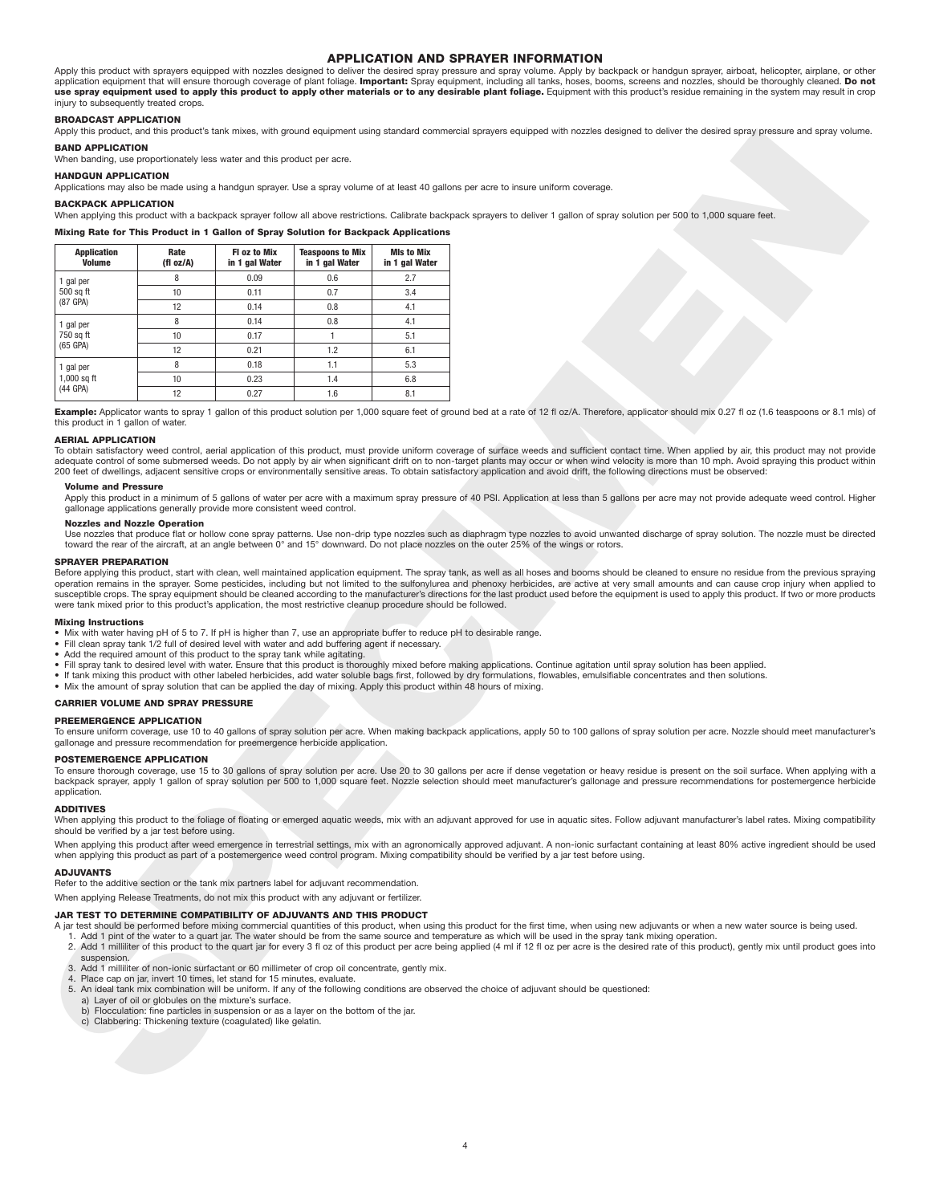## APPLICATION AND SPRAYER INFORMATION

Apply this product with sprayers equipped with nozzles designed to deliver the desired spray pressure and spray volume. Apply by backpack or handgun sprayer, airboat, helicopter, airplane, or other application equipment that will ensure thorough coverage of plant foliage. **Important:** Spray equipment, including all tanks, hoses, booms, screens and nozzles, should be thoroughly cleaned. **Do not use spray equipment used to apply this product to apply other materials or to any desirable plant foliage.** Equipment with this product's residue remaining in the system may result in crop injury to subsequently treated crops.

### BROADCAST APPLICATION

Apply this product, and this product's tank mixes, with ground equipment using standard commercial sprayers equipped with nozzles designed to deliver the desired spray pressure and spray volume.

### BAND APPLICATION

When banding, use proportionately less water and this product per acre.

### HANDGUN APPLICATION

Applications may also be made using a handgun sprayer. Use a spray volume of at least 40 gallons per acre to insure uniform coverage.

### BACKPACK APPLICATION

When applying this product with a backpack sprayer follow all above restrictions. Calibrate backpack sprayers to deliver 1 gallon of spray solution per 500 to 1,000 square feet.

**Mixing Rate for This Product in 1 Gallon of Spray Solution for Backpack Applications**

| Application Volume | Rate (fl oz/A) | Fl oz to Mix in 1 gal Water | Teaspoons to Mix in 1 gal Water | Mls to Mix in 1 gal Water |
|---|---|---|---|---|
| 1 gal per 500 sq ft (87 GPA) | 8 | 0.09 | 0.6 | 2.7 |
| | 10 | 0.11 | 0.7 | 3.4 |
| | 12 | 0.14 | 0.8 | 4.1 |
| 1 gal per 750 sq ft (65 GPA) | 8 | 0.14 | 0.8 | 4.1 |
| | 10 | 0.17 | 1 | 5.1 |
| | 12 | 0.21 | 1.2 | 6.1 |
| 1 gal per 1,000 sq ft (44 GPA) | 8 | 0.18 | 1.1 | 5.3 |
| | 10 | 0.23 | 1.4 | 6.8 |
| | 12 | 0.27 | 1.6 | 8.1 |

**Example:** Applicator wants to spray 1 gallon of this product solution per 1,000 square feet of ground bed at a rate of 12 fl oz/A. Therefore, applicator should mix 0.27 fl oz (1.6 teaspoons or 8.1 mls) of this product in 1 gallon of water.

### AERIAL APPLICATION

To obtain satisfactory weed control, aerial application of this product, must provide uniform coverage of surface weeds and sufficient contact time. When applied by air, this product may not provide adequate control of some submersed weeds. Do not apply by air when significant drift on to non-target plants may occur or when wind velocity is more than 10 mph. Avoid spraying this product within 200 feet of dwellings, adjacent sensitive crops or environmentally sensitive areas. To obtain satisfactory application and avoid drift, the following directions must be observed:

#### Volume and Pressure

Apply this product in a minimum of 5 gallons of water per acre with a maximum spray pressure of 40 PSI. Application at less than 5 gallons per acre may not provide adequate weed control. Higher gallonage applications generally provide more consistent weed control.

#### Nozzles and Nozzle Operation

Use nozzles that produce flat or hollow cone spray patterns. Use non-drip type nozzles such as diaphragm type nozzles to avoid unwanted discharge of spray solution. The nozzle must be directed toward the rear of the aircraft, at an angle between 0° and 15° downward. Do not place nozzles on the outer 25% of the wings or rotors.

### SPRAYER PREPARATION

Before applying this product, start with clean, well maintained application equipment. The spray tank, as well as all hoses and booms should be cleaned to ensure no residue from the previous spraying operation remains in the sprayer. Some pesticides, including but not limited to the sulfonylurea and phenoxy herbicides, are active at very small amounts and can cause crop injury when applied to susceptible crops. The spray equipment should be cleaned according to the manufacturer's directions for the last product used before the equipment is used to apply this product. If two or more products were tank mixed prior to this product's application, the most restrictive cleanup procedure should be followed.

#### Mixing Instructions

- Mix with water having pH of 5 to 7. If pH is higher than 7, use an appropriate buffer to reduce pH to desirable range.
- Fill clean spray tank 1/2 full of desired level with water and add buffering agent if necessary.
- Add the required amount of this product to the spray tank while agitating.
- Fill spray tank to desired level with water. Ensure that this product is thoroughly mixed before making applications. Continue agitation until spray solution has been applied.
- If tank mixing this product with other labeled herbicides, add water soluble bags first, followed by dry formulations, flowables, emulsifiable concentrates and then solutions.
- Mix the amount of spray solution that can be applied the day of mixing. Apply this product within 48 hours of mixing.

### CARRIER VOLUME AND SPRAY PRESSURE

### PREEMERGENCE APPLICATION

To ensure uniform coverage, use 10 to 40 gallons of spray solution per acre. When making backpack applications, apply 50 to 100 gallons of spray solution per acre. Nozzle should meet manufacturer's gallonage and pressure recommendation for preemergence herbicide application.

### POSTEMERGENCE APPLICATION

To ensure thorough coverage, use 15 to 30 gallons of spray solution per acre. Use 20 to 30 gallons per acre if dense vegetation or heavy residue is present on the soil surface. When applying with a backpack sprayer, apply 1 gallon of spray solution per 500 to 1,000 square feet. Nozzle selection should meet manufacturer's gallonage and pressure recommendations for postemergence herbicide application.

### ADDITIVES

When applying this product to the foliage of floating or emerged aquatic weeds, mix with an adjuvant approved for use in aquatic sites. Follow adjuvant manufacturer's label rates. Mixing compatibility should be verified by a jar test before using.

When applying this product after weed emergence in terrestrial settings, mix with an agronomically approved adjuvant. A non-ionic surfactant containing at least 80% active ingredient should be used when applying this product as part of a postemergence weed control program. Mixing compatibility should be verified by a jar test before using.

### ADJUVANTS

Refer to the additive section or the tank mix partners label for adjuvant recommendation.

When applying Release Treatments, do not mix this product with any adjuvant or fertilizer.

### JAR TEST TO DETERMINE COMPATIBILITY OF ADJUVANTS AND THIS PRODUCT

A jar test should be performed before mixing commercial quantities of this product, when using this product for the first time, when using new adjuvants or when a new water source is being used.

1. Add 1 pint of the water to a quart jar. The water should be from the same source and temperature as which will be used in the spray tank mixing operation.
2. Add 1 milliliter of this product to the quart jar for every 3 fl oz of this product per acre being applied (4 ml if 12 fl oz per acre is the desired rate of this product), gently mix until product goes into suspension.
3. Add 1 milliliter of non-ionic surfactant or 60 millimeter of crop oil concentrate, gently mix.
4. Place cap on jar, invert 10 times, let stand for 15 minutes, evaluate.
5. An ideal tank mix combination will be uniform. If any of the following conditions are observed the choice of adjuvant should be questioned:
   a) Layer of oil or globules on the mixture's surface.
   b) Flocculation: fine particles in suspension or as a layer on the bottom of the jar.
   c) Clabbering: Thickening texture (coagulated) like gelatin.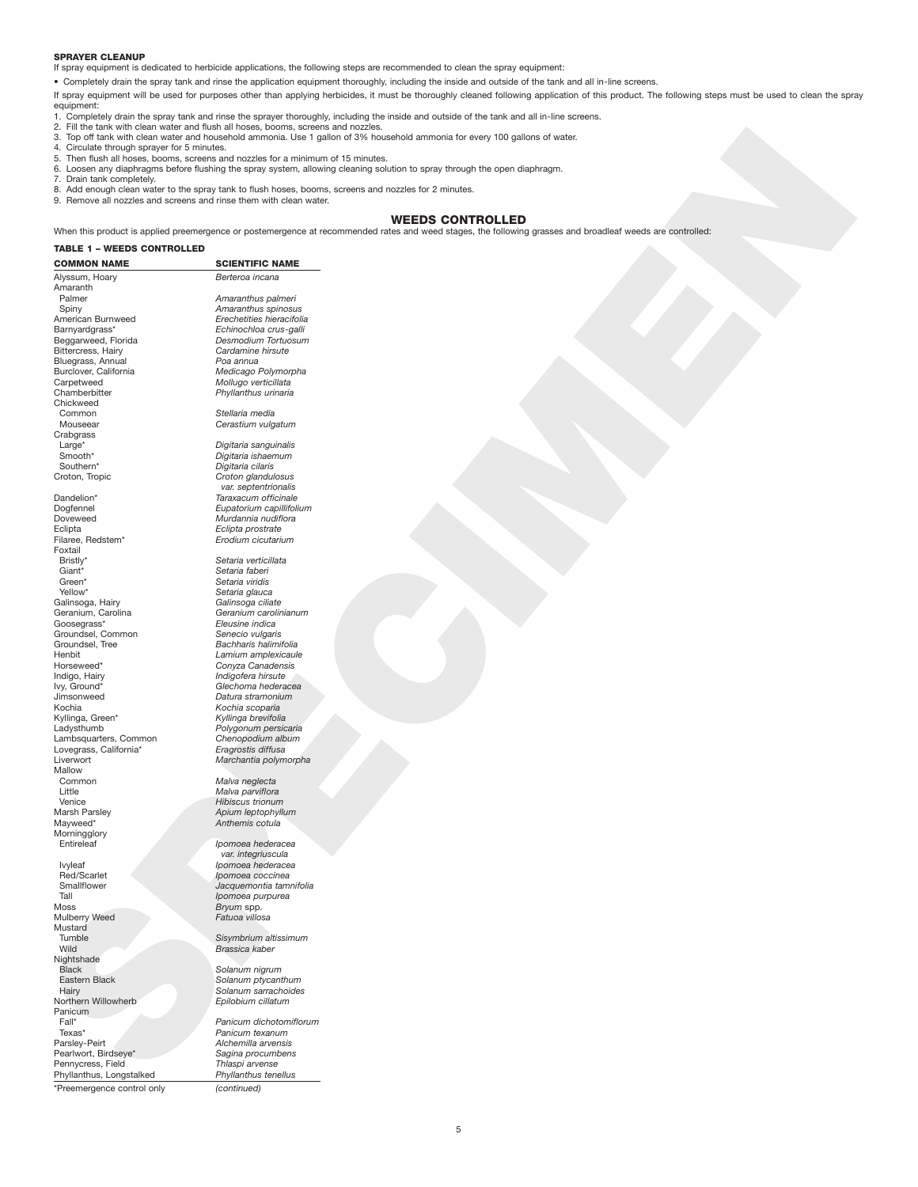**SPRAYER CLEANUP**

If spray equipment is dedicated to herbicide applications, the following steps are recommended to clean the spray equipment:

- Completely drain the spray tank and rinse the application equipment thoroughly, including the inside and outside of the tank and all in-line screens.

If spray equipment will be used for purposes other than applying herbicides, it must be thoroughly cleaned following application of this product. The following steps must be used to clean the spray equipment:

1. Completely drain the spray tank and rinse the sprayer thoroughly, including the inside and outside of the tank and all in-line screens.
2. Fill the tank with clean water and flush all hoses, booms, screens and nozzles.
3. Top off tank with clean water and household ammonia. Use 1 gallon of 3% household ammonia for every 100 gallons of water.
4. Circulate through sprayer for 5 minutes.
5. Then flush all hoses, booms, screens and nozzles for a minimum of 15 minutes.
6. Loosen any diaphragms before flushing the spray system, allowing cleaning solution to spray through the open diaphragm.
7. Drain tank completely.
8. Add enough clean water to the spray tank to flush hoses, booms, screens and nozzles for 2 minutes.
9. Remove all nozzles and screens and rinse them with clean water.

## WEEDS CONTROLLED

When this product is applied preemergence or postemergence at recommended rates and weed stages, the following grasses and broadleaf weeds are controlled:

**TABLE 1 – WEEDS CONTROLLED**

| COMMON NAME | SCIENTIFIC NAME |
|---|---|
| Alyssum, Hoary | *Berteroa incana* |
| Amaranth | |
| Palmer | *Amaranthus palmeri* |
| Spiny | *Amaranthus spinosus* |
| American Burnweed | *Erechetities hieracifolia* |
| Barnyardgrass* | *Echinochloa crus-galli* |
| Beggarweed, Florida | *Desmodium Tortuosum* |
| Bittercress, Hairy | *Cardamine hirsute* |
| Bluegrass, Annual | *Poa annua* |
| Burclover, California | *Medicago Polymorpha* |
| Carpetweed | *Mollugo verticillata* |
| Chamberbitter | *Phyllanthus urinaria* |
| Chickweed | |
| Common | *Stellaria media* |
| Mouseear | *Cerastium vulgatum* |
| Crabgrass | |
| Large* | *Digitaria sanguinalis* |
| Smooth* | *Digitaria ishaemum* |
| Southern* | *Digitaria cilaris* |
| Croton, Tropic | *Croton glandulosus var. septentrionalis* |
| Dandelion* | *Taraxacum officinale* |
| Dogfennel | *Eupatorium capillifolium* |
| Doveweed | *Murdannia nudiflora* |
| Eclipta | *Eclipta prostrate* |
| Filaree, Redstem* | *Erodium cicutarium* |
| Foxtail | |
| Bristly* | *Setaria verticillata* |
| Giant* | *Setaria faberi* |
| Green* | *Setaria viridis* |
| Yellow* | *Setaria glauca* |
| Galinsoga, Hairy | *Galinsoga ciliate* |
| Geranium, Carolina | *Geranium carolinianum* |
| Goosegrass* | *Eleusine indica* |
| Groundsel, Common | *Senecio vulgaris* |
| Groundsel, Tree | *Bachharis halimifolia* |
| Henbit | *Lamium amplexicaule* |
| Horseweed* | *Conyza Canadensis* |
| Indigo, Hairy | *Indigofera hirsute* |
| Ivy, Ground* | *Glechoma hederacea* |
| Jimsonweed | *Datura stramonium* |
| Kochia | *Kochia scoparia* |
| Kyllinga, Green* | *Kyllinga brevifolia* |
| Ladysthumb | *Polygonum persicaria* |
| Lambsquarters, Common | *Chenopodium album* |
| Lovegrass, California* | *Eragrostis diffusa* |
| Liverwort | *Marchantia polymorpha* |
| Mallow | |
| Common | *Malva neglecta* |
| Little | *Malva parviflora* |
| Venice | *Hibiscus trionum* |
| Marsh Parsley | *Apium leptophyllum* |
| Mayweed* | *Anthemis cotula* |
| Morningglory | |
| Entireleaf | *Ipomoea hederacea var. integriuscula* |
| Ivyleaf | *Ipomoea hederacea* |
| Red/Scarlet | *Ipomoea coccinea* |
| Smallflower | *Jacquemontia tamnifolia* |
| Tall | *Ipomoea purpurea* |
| Moss | *Bryum* spp. |
| Mulberry Weed | *Fatuoa villosa* |
| Mustard | |
| Tumble | *Sisymbrium altissimum* |
| Wild | *Brassica kaber* |
| Nightshade | |
| Black | *Solanum nigrum* |
| Eastern Black | *Solanum ptycanthum* |
| Hairy | *Solanum sarrachoides* |
| Northern Willowherb | *Epilobium cillatum* |
| Panicum | |
| Fall* | *Panicum dichotomiflorum* |
| Texas* | *Panicum texanum* |
| Parsley-Peirt | *Alchemilla arvensis* |
| Pearlwort, Birdseye* | *Sagina procumbens* |
| Pennycress, Field | *Thlaspi arvense* |
| Phyllanthus, Longstalked | *Phyllanthus tenellus* |

*Preemergence control only

*(continued)*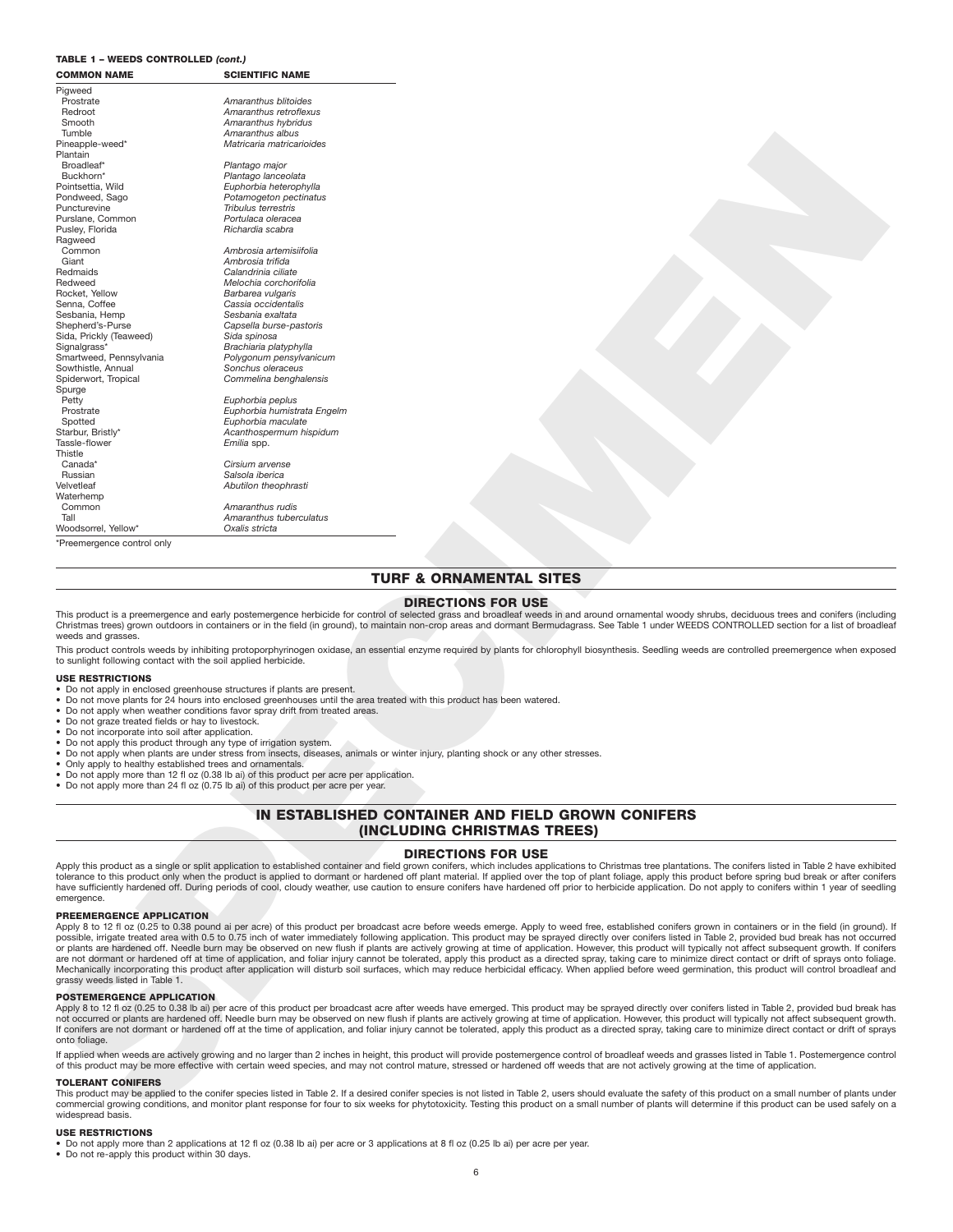**TABLE 1 – WEEDS CONTROLLED *(cont.)***

| COMMON NAME | SCIENTIFIC NAME |
|---|---|
| Pigweed | |
| Prostrate | *Amaranthus blitoides* |
| Redroot | *Amaranthus retroflexus* |
| Smooth | *Amaranthus hybridus* |
| Tumble | *Amaranthus albus* |
| Pineapple-weed* | *Matricaria matricarioides* |
| Plantain | |
| Broadleaf* | *Plantago major* |
| Buckhorn* | *Plantago lanceolata* |
| Pointsettia, Wild | *Euphorbia heterophylla* |
| Pondweed, Sago | *Potamogeton pectinatus* |
| Puncturevine | *Tribulus terrestris* |
| Purslane, Common | *Portulaca oleracea* |
| Pusley, Florida | *Richardia scabra* |
| Ragweed | |
| Common | *Ambrosia artemisiifolia* |
| Giant | *Ambrosia trifida* |
| Redmaids | *Calandrinia ciliate* |
| Redweed | *Melochia corchorifolia* |
| Rocket, Yellow | *Barbarea vulgaris* |
| Senna, Coffee | *Cassia occidentalis* |
| Sesbania, Hemp | *Sesbania exaltata* |
| Shepherd's-Purse | *Capsella burse-pastoris* |
| Sida, Prickly (Teaweed) | *Sida spinosa* |
| Signalgrass* | *Brachiaria platyphylla* |
| Smartweed, Pennsylvania | *Polygonum pensylvanicum* |
| Sowthistle, Annual | *Sonchus oleraceus* |
| Spiderwort, Tropical | *Commelina benghalensis* |
| Spurge | |
| Petty | *Euphorbia peplus* |
| Prostrate | *Euphorbia humistrata Engelm* |
| Spotted | *Euphorbia maculate* |
| Starbur, Bristly* | *Acanthospermum hispidum* |
| Tassle-flower | *Emilia* spp. |
| Thistle | |
| Canada* | *Cirsium arvense* |
| Russian | *Salsola iberica* |
| Velvetleaf | *Abutilon theophrasti* |
| Waterhemp | |
| Common | *Amaranthus rudis* |
| Tall | *Amaranthus tuberculatus* |
| Woodsorrel, Yellow* | *Oxalis stricta* |

*Preemergence control only

## TURF & ORNAMENTAL SITES

### DIRECTIONS FOR USE

This product is a preemergence and early postemergence herbicide for control of selected grass and broadleaf weeds in and around ornamental woody shrubs, deciduous trees and conifers (including Christmas trees) grown outdoors in containers or in the field (in ground), to maintain non-crop areas and dormant Bermudagrass. See Table 1 under WEEDS CONTROLLED section for a list of broadleaf weeds and grasses.

This product controls weeds by inhibiting protoporphyrinogen oxidase, an essential enzyme required by plants for chlorophyll biosynthesis. Seedling weeds are controlled preemergence when exposed to sunlight following contact with the soil applied herbicide.

#### USE RESTRICTIONS

- Do not apply in enclosed greenhouse structures if plants are present.
- Do not move plants for 24 hours into enclosed greenhouses until the area treated with this product has been watered.
- Do not apply when weather conditions favor spray drift from treated areas.
- Do not graze treated fields or hay to livestock.
- Do not incorporate into soil after application.
- Do not apply this product through any type of irrigation system.
- Do not apply when plants are under stress from insects, diseases, animals or winter injury, planting shock or any other stresses.
- Only apply to healthy established trees and ornamentals.
- Do not apply more than 12 fl oz (0.38 lb ai) of this product per acre per application.
- Do not apply more than 24 fl oz (0.75 lb ai) of this product per acre per year.

## IN ESTABLISHED CONTAINER AND FIELD GROWN CONIFERS (INCLUDING CHRISTMAS TREES)

### DIRECTIONS FOR USE

Apply this product as a single or split application to established container and field grown conifers, which includes applications to Christmas tree plantations. The conifers listed in Table 2 have exhibited tolerance to this product only when the product is applied to dormant or hardened off plant material. If applied over the top of plant foliage, apply this product before spring bud break or after conifers have sufficiently hardened off. During periods of cool, cloudy weather, use caution to ensure conifers have hardened off prior to herbicide application. Do not apply to conifers within 1 year of seedling emergence.

#### PREEMERGENCE APPLICATION

Apply 8 to 12 fl oz (0.25 to 0.38 pound ai per acre) of this product per broadcast acre before weeds emerge. Apply to weed free, established conifers grown in containers or in the field (in ground). If possible, irrigate treated area with 0.5 to 0.75 inch of water immediately following application. This product may be sprayed directly over conifers listed in Table 2, provided bud break has not occurred or plants are hardened off. Needle burn may be observed on new flush if plants are actively growing at time of application. However, this product will typically not affect subsequent growth. If conifers are not dormant or hardened off at time of application, and foliar injury cannot be tolerated, apply this product as a directed spray, taking care to minimize direct contact or drift of sprays onto foliage. Mechanically incorporating this product after application will disturb soil surfaces, which may reduce herbicidal efficacy. When applied before weed germination, this product will control broadleaf and grassy weeds listed in Table 1.

#### POSTEMERGENCE APPLICATION

Apply 8 to 12 fl oz (0.25 to 0.38 lb ai) per acre of this product per broadcast acre after weeds have emerged. This product may be sprayed directly over conifers listed in Table 2, provided bud break has not occurred or plants are hardened off. Needle burn may be observed on new flush if plants are actively growing at time of application. However, this product will typically not affect subsequent growth. If conifers are not dormant or hardened off at the time of application, and foliar injury cannot be tolerated, apply this product as a directed spray, taking care to minimize direct contact or drift of sprays onto foliage.

If applied when weeds are actively growing and no larger than 2 inches in height, this product will provide postemergence control of broadleaf weeds and grasses listed in Table 1. Postemergence control of this product may be more effective with certain weed species, and may not control mature, stressed or hardened off weeds that are not actively growing at the time of application.

#### TOLERANT CONIFERS

This product may be applied to the conifer species listed in Table 2. If a desired conifer species is not listed in Table 2, users should evaluate the safety of this product on a small number of plants under commercial growing conditions, and monitor plant response for four to six weeks for phytotoxicity. Testing this product on a small number of plants will determine if this product can be used safely on a widespread basis.

#### USE RESTRICTIONS

- Do not apply more than 2 applications at 12 fl oz (0.38 lb ai) per acre or 3 applications at 8 fl oz (0.25 lb ai) per acre per year.
- Do not re-apply this product within 30 days.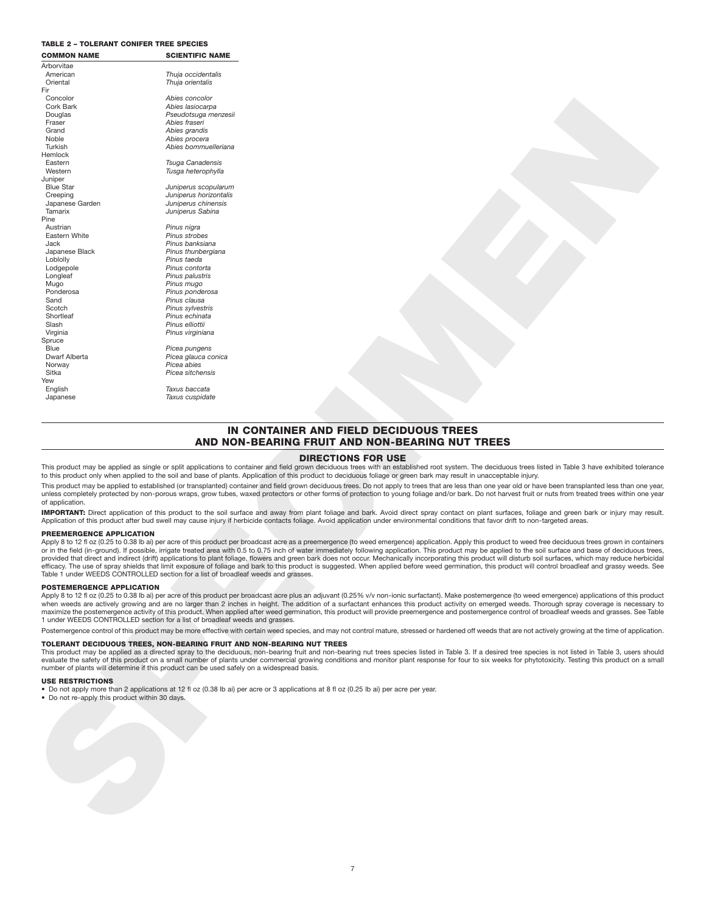**TABLE 2 – TOLERANT CONIFER TREE SPECIES**

| COMMON NAME | SCIENTIFIC NAME |
|---|---|
| Arborvitae | |
| American | *Thuja occidentalis* |
| Oriental | *Thuja orientalis* |
| Fir | |
| Concolor | *Abies concolor* |
| Cork Bark | *Abies lasiocarpa* |
| Douglas | *Pseudotsuga menzesii* |
| Fraser | *Abies fraseri* |
| Grand | *Abies grandis* |
| Noble | *Abies procera* |
| Turkish | *Abies bommuelleriana* |
| Hemlock | |
| Eastern | *Tsuga Canadensis* |
| Western | *Tusga heterophylla* |
| Juniper | |
| Blue Star | *Juniperus scopularum* |
| Creeping | *Juniperus horizontalis* |
| Japanese Garden | *Juniperus chinensis* |
| Tamarix | *Juniperus Sabina* |
| Pine | |
| Austrian | *Pinus nigra* |
| Eastern White | *Pinus strobes* |
| Jack | *Pinus banksiana* |
| Japanese Black | *Pinus thunbergiana* |
| Loblolly | *Pinus taeda* |
| Lodgepole | *Pinus contorta* |
| Longleaf | *Pinus palustris* |
| Mugo | *Pinus mugo* |
| Ponderosa | *Pinus ponderosa* |
| Sand | *Pinus clausa* |
| Scotch | *Pinus sylvestris* |
| Shortleaf | *Pinus echinata* |
| Slash | *Pinus elliottii* |
| Virginia | *Pinus virginiana* |
| Spruce | |
| Blue | *Picea pungens* |
| Dwarf Alberta | *Picea glauca conica* |
| Norway | *Picea abies* |
| Sitka | *Picea sitchensis* |
| Yew | |
| English | *Taxus baccata* |
| Japanese | *Taxus cuspidate* |

## IN CONTAINER AND FIELD DECIDUOUS TREES AND NON-BEARING FRUIT AND NON-BEARING NUT TREES

### DIRECTIONS FOR USE

This product may be applied as single or split applications to container and field grown deciduous trees with an established root system. The deciduous trees listed in Table 3 have exhibited tolerance to this product only when applied to the soil and base of plants. Application of this product to deciduous foliage or green bark may result in unacceptable injury.

This product may be applied to established (or transplanted) container and field grown deciduous trees. Do not apply to trees that are less than one year old or have been transplanted less than one year, unless completely protected by non-porous wraps, grow tubes, waxed protectors or other forms of protection to young foliage and/or bark. Do not harvest fruit or nuts from treated trees within one year of application.

**IMPORTANT:** Direct application of this product to the soil surface and away from plant foliage and bark. Avoid direct spray contact on plant surfaces, foliage and green bark or injury may result. Application of this product after bud swell may cause injury if herbicide contacts foliage. Avoid application under environmental conditions that favor drift to non-targeted areas.

#### PREEMERGENCE APPLICATION

Apply 8 to 12 fl oz (0.25 to 0.38 lb ai) per acre of this product per broadcast acre as a preemergence (to weed emergence) application. Apply this product to weed free deciduous trees grown in containers or in the field (in-ground). If possible, irrigate treated area with 0.5 to 0.75 inch of water immediately following application. This product may be applied to the soil surface and base of deciduous trees, provided that direct and indirect (drift) applications to plant foliage, flowers and green bark does not occur. Mechanically incorporating this product will disturb soil surfaces, which may reduce herbicidal efficacy. The use of spray shields that limit exposure of foliage and bark to this product is suggested. When applied before weed germination, this product will control broadleaf and grassy weeds. See Table 1 under WEEDS CONTROLLED section for a list of broadleaf weeds and grasses.

#### POSTEMERGENCE APPLICATION

Apply 8 to 12 fl oz (0.25 to 0.38 lb ai) per acre of this product per broadcast acre plus an adjuvant (0.25% v/v non-ionic surfactant). Make postemergence (to weed emergence) applications of this product when weeds are actively growing and are no larger than 2 inches in height. The addition of a surfactant enhances this product activity on emerged weeds. Thorough spray coverage is necessary to maximize the postemergence activity of this product. When applied after weed germination, this product will provide preemergence and postemergence control of broadleaf weeds and grasses. See Table 1 under WEEDS CONTROLLED section for a list of broadleaf weeds and grasses.

Postemergence control of this product may be more effective with certain weed species, and may not control mature, stressed or hardened off weeds that are not actively growing at the time of application.

#### TOLERANT DECIDUOUS TREES, NON-BEARING FRUIT AND NON-BEARING NUT TREES

This product may be applied as a directed spray to the deciduous, non-bearing fruit and non-bearing nut trees species listed in Table 3. If a desired tree species is not listed in Table 3, users should evaluate the safety of this product on a small number of plants under commercial growing conditions and monitor plant response for four to six weeks for phytotoxicity. Testing this product on a small number of plants will determine if this product can be used safely on a widespread basis.

#### USE RESTRICTIONS

- Do not apply more than 2 applications at 12 fl oz (0.38 lb ai) per acre or 3 applications at 8 fl oz (0.25 lb ai) per acre per year.
- Do not re-apply this product within 30 days.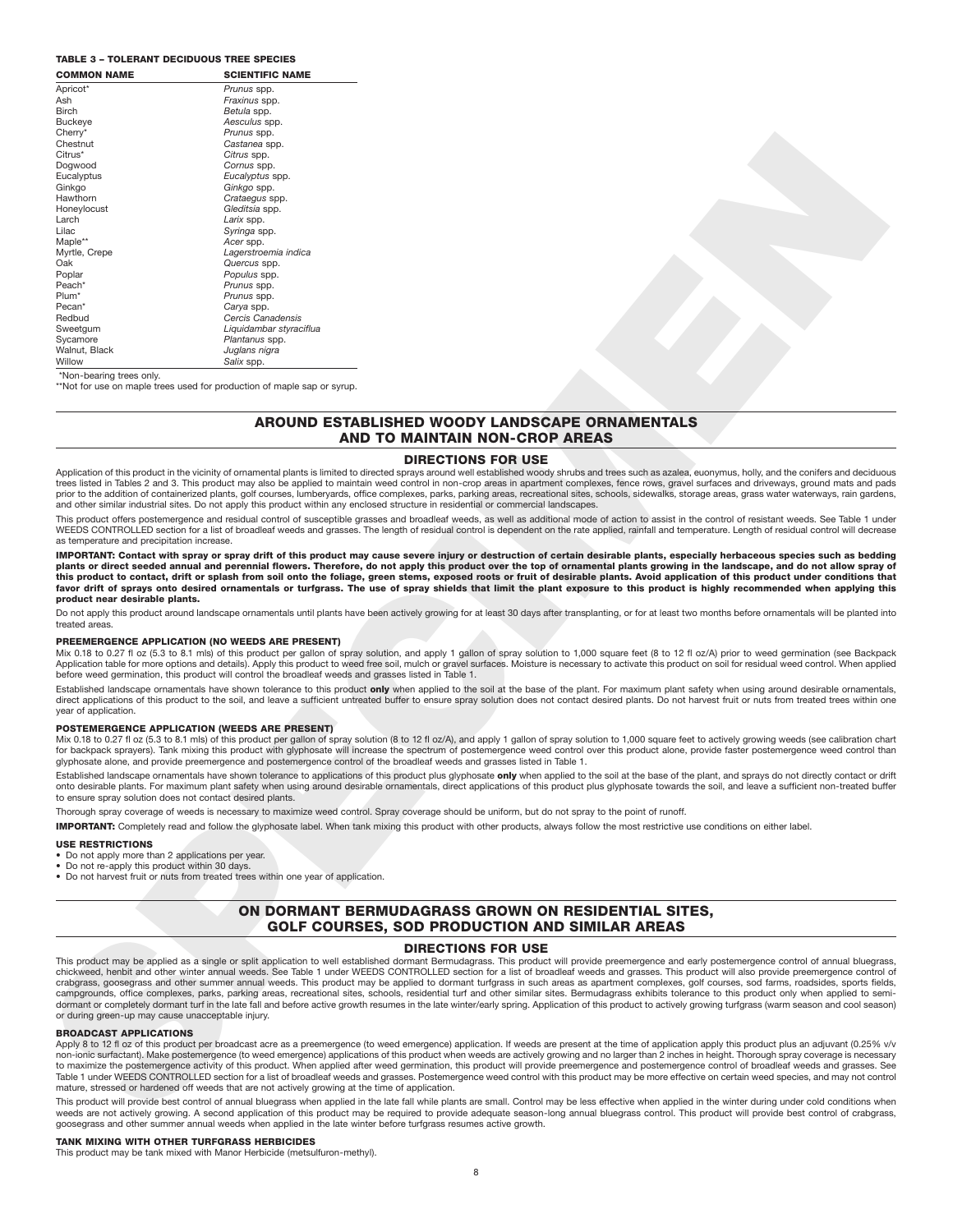**TABLE 3 – TOLERANT DECIDUOUS TREE SPECIES**

| COMMON NAME | SCIENTIFIC NAME |
|---|---|
| Apricot* | *Prunus* spp. |
| Ash | *Fraxinus* spp. |
| Birch | *Betula* spp. |
| Buckeye | *Aesculus* spp. |
| Cherry* | *Prunus* spp. |
| Chestnut | *Castanea* spp. |
| Citrus* | *Citrus* spp. |
| Dogwood | *Cornus* spp. |
| Eucalyptus | *Eucalyptus* spp. |
| Ginkgo | *Ginkgo* spp. |
| Hawthorn | *Crataegus* spp. |
| Honeylocust | *Gleditsia* spp. |
| Larch | *Larix* spp. |
| Lilac | *Syringa* spp. |
| Maple** | *Acer* spp. |
| Myrtle, Crepe | *Lagerstroemia indica* |
| Oak | *Quercus* spp. |
| Poplar | *Populus* spp. |
| Peach* | *Prunus* spp. |
| Plum* | *Prunus* spp. |
| Pecan* | *Carya* spp. |
| Redbud | *Cercis Canadensis* |
| Sweetgum | *Liquidambar styraciflua* |
| Sycamore | *Plantanus* spp. |
| Walnut, Black | *Juglans nigra* |
| Willow | *Salix* spp. |

*Non-bearing trees only.
**Not for use on maple trees used for production of maple sap or syrup.

## AROUND ESTABLISHED WOODY LANDSCAPE ORNAMENTALS AND TO MAINTAIN NON-CROP AREAS

### DIRECTIONS FOR USE

Application of this product in the vicinity of ornamental plants is limited to directed sprays around well established woody shrubs and trees such as azalea, euonymus, holly, and the conifers and deciduous trees listed in Tables 2 and 3. This product may also be applied to maintain weed control in non-crop areas in apartment complexes, fence rows, gravel surfaces and driveways, ground mats and pads prior to the addition of containerized plants, golf courses, lumberyards, office complexes, parks, parking areas, recreational sites, schools, sidewalks, storage areas, grass water waterways, rain gardens, and other similar industrial sites. Do not apply this product within any enclosed structure in residential or commercial landscapes.

This product offers postemergence and residual control of susceptible grasses and broadleaf weeds, as well as additional mode of action to assist in the control of resistant weeds. See Table 1 under WEEDS CONTROLLED section for a list of broadleaf weeds and grasses. The length of residual control is dependent on the rate applied, rainfall and temperature. Length of residual control will decrease as temperature and precipitation increase.

**IMPORTANT: Contact with spray or spray drift of this product may cause severe injury or destruction of certain desirable plants, especially herbaceous species such as bedding plants or direct seeded annual and perennial flowers. Therefore, do not apply this product over the top of ornamental plants growing in the landscape, and do not allow spray of this product to contact, drift or splash from soil onto the foliage, green stems, exposed roots or fruit of desirable plants. Avoid application of this product under conditions that favor drift of sprays onto desired ornamentals or turfgrass. The use of spray shields that limit the plant exposure to this product is highly recommended when applying this product near desirable plants.**

Do not apply this product around landscape ornamentals until plants have been actively growing for at least 30 days after transplanting, or for at least two months before ornamentals will be planted into treated areas.

#### PREEMERGENCE APPLICATION (NO WEEDS ARE PRESENT)

Mix 0.18 to 0.27 fl oz (5.3 to 8.1 mls) of this product per gallon of spray solution, and apply 1 gallon of spray solution to 1,000 square feet (8 to 12 fl oz/A) prior to weed germination (see Backpack Application table for more options and details). Apply this product to weed free soil, mulch or gravel surfaces. Moisture is necessary to activate this product on soil for residual weed control. When applied before weed germination, this product will control the broadleaf weeds and grasses listed in Table 1.

Established landscape ornamentals have shown tolerance to this product **only** when applied to the soil at the base of the plant. For maximum plant safety when using around desirable ornamentals, direct applications of this product to the soil, and leave a sufficient untreated buffer to ensure spray solution does not contact desired plants. Do not harvest fruit or nuts from treated trees within one year of application.

#### POSTEMERGENCE APPLICATION (WEEDS ARE PRESENT)

Mix 0.18 to 0.27 fl oz (5.3 to 8.1 mls) of this product per gallon of spray solution (8 to 12 fl oz/A), and apply 1 gallon of spray solution to 1,000 square feet to actively growing weeds (see calibration chart for backpack sprayers). Tank mixing this product with glyphosate will increase the spectrum of postemergence weed control over this product alone, provide faster postemergence weed control than glyphosate alone, and provide preemergence and postemergence control of the broadleaf weeds and grasses listed in Table 1.

Established landscape ornamentals have shown tolerance to applications of this product plus glyphosate **only** when applied to the soil at the base of the plant, and sprays do not directly contact or drift onto desirable plants. For maximum plant safety when using around desirable ornamentals, direct applications of this product plus glyphosate towards the soil, and leave a sufficient non-treated buffer to ensure spray solution does not contact desired plants.

Thorough spray coverage of weeds is necessary to maximize weed control. Spray coverage should be uniform, but do not spray to the point of runoff.

**IMPORTANT:** Completely read and follow the glyphosate label. When tank mixing this product with other products, always follow the most restrictive use conditions on either label.

#### USE RESTRICTIONS

- Do not apply more than 2 applications per year.
- Do not re-apply this product within 30 days.
- Do not harvest fruit or nuts from treated trees within one year of application.

## ON DORMANT BERMUDAGRASS GROWN ON RESIDENTIAL SITES, GOLF COURSES, SOD PRODUCTION AND SIMILAR AREAS

### DIRECTIONS FOR USE

This product may be applied as a single or split application to well established dormant Bermudagrass. This product will provide preemergence and early postemergence control of annual bluegrass, chickweed, henbit and other winter annual weeds. See Table 1 under WEEDS CONTROLLED section for a list of broadleaf weeds and grasses. This product will also provide preemergence control of crabgrass, goosegrass and other summer annual weeds. This product may be applied to dormant turfgrass in such areas as apartment complexes, golf courses, sod farms, roadsides, sports fields, campgrounds, office complexes, parks, parking areas, recreational sites, schools, residential turf and other similar sites. Bermudagrass exhibits tolerance to this product only when applied to semi-dormant or completely dormant turf in the late fall and before active growth resumes in the late winter/early spring. Application of this product to actively growing turfgrass (warm season and cool season) or during green-up may cause unacceptable injury.

#### BROADCAST APPLICATIONS

Apply 8 to 12 fl oz of this product per broadcast acre as a preemergence (to weed emergence) application. If weeds are present at the time of application apply this product plus an adjuvant (0.25% v/v non-ionic surfactant). Make postemergence (to weed emergence) applications of this product when weeds are actively growing and no larger than 2 inches in height. Thorough spray coverage is necessary to maximize the postemergence activity of this product. When applied after weed germination, this product will provide preemergence and postemergence control of broadleaf weeds and grasses. See Table 1 under WEEDS CONTROLLED section for a list of broadleaf weeds and grasses. Postemergence weed control with this product may be more effective on certain weed species, and may not control mature, stressed or hardened off weeds that are not actively growing at the time of application.

This product will provide best control of annual bluegrass when applied in the late fall while plants are small. Control may be less effective when applied in the winter during under cold conditions when weeds are not actively growing. A second application of this product may be required to provide adequate season-long annual bluegrass control. This product will provide best control of crabgrass, goosegrass and other summer annual weeds when applied in the late winter before turfgrass resumes active growth.

#### TANK MIXING WITH OTHER TURFGRASS HERBICIDES

This product may be tank mixed with Manor Herbicide (metsulfuron-methyl).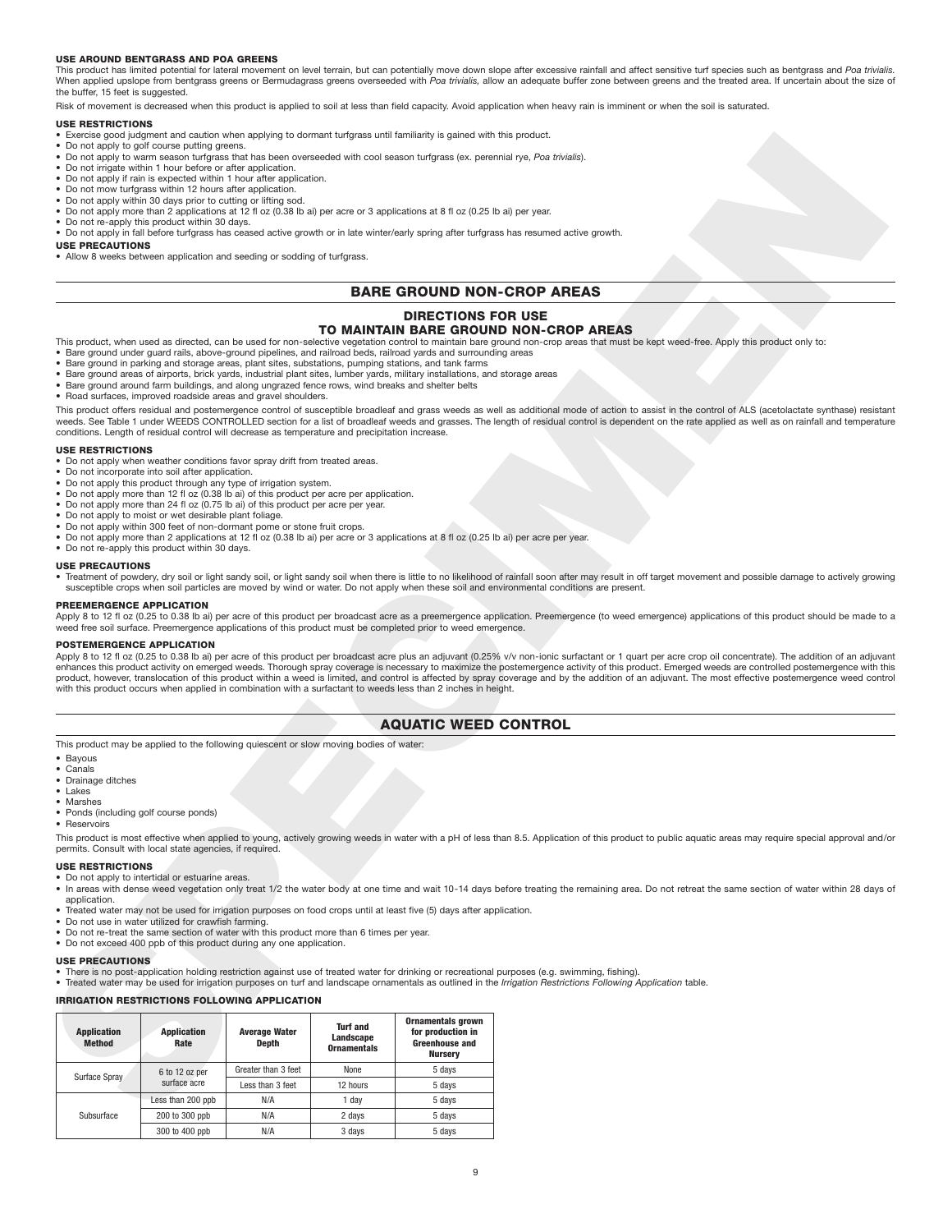#### USE AROUND BENTGRASS AND POA GREENS

This product has limited potential for lateral movement on level terrain, but can potentially move down slope after excessive rainfall and affect sensitive turf species such as bentgrass and *Poa trivialis.* When applied upslope from bentgrass greens or Bermudagrass greens overseeded with *Poa trivialis,* allow an adequate buffer zone between greens and the treated area. If uncertain about the size of the buffer, 15 feet is suggested.

Risk of movement is decreased when this product is applied to soil at less than field capacity. Avoid application when heavy rain is imminent or when the soil is saturated.

#### USE RESTRICTIONS

- Exercise good judgment and caution when applying to dormant turfgrass until familiarity is gained with this product.
- Do not apply to golf course putting greens.
- Do not apply to warm season turfgrass that has been overseeded with cool season turfgrass (ex. perennial rye, *Poa trivialis*).
- Do not irrigate within 1 hour before or after application.
- Do not apply if rain is expected within 1 hour after application.
- Do not mow turfgrass within 12 hours after application.
- Do not apply within 30 days prior to cutting or lifting sod.
- Do not apply more than 2 applications at 12 fl oz (0.38 lb ai) per acre or 3 applications at 8 fl oz (0.25 lb ai) per year.
- Do not re-apply this product within 30 days.
- Do not apply in fall before turfgrass has ceased active growth or in late winter/early spring after turfgrass has resumed active growth.

#### USE PRECAUTIONS

- Allow 8 weeks between application and seeding or sodding of turfgrass.

## BARE GROUND NON-CROP AREAS

### DIRECTIONS FOR USE TO MAINTAIN BARE GROUND NON-CROP AREAS

This product, when used as directed, can be used for non-selective vegetation control to maintain bare ground non-crop areas that must be kept weed-free. Apply this product only to:

- Bare ground under guard rails, above-ground pipelines, and railroad beds, railroad yards and surrounding areas
- Bare ground in parking and storage areas, plant sites, substations, pumping stations, and tank farms
- Bare ground areas of airports, brick yards, industrial plant sites, lumber yards, military installations, and storage areas
- Bare ground around farm buildings, and along ungrazed fence rows, wind breaks and shelter belts
- Road surfaces, improved roadside areas and gravel shoulders.

This product offers residual and postemergence control of susceptible broadleaf and grass weeds as well as additional mode of action to assist in the control of ALS (acetolactate synthase) resistant weeds. See Table 1 under WEEDS CONTROLLED section for a list of broadleaf weeds and grasses. The length of residual control is dependent on the rate applied as well as on rainfall and temperature conditions. Length of residual control will decrease as temperature and precipitation increase.

#### USE RESTRICTIONS

- Do not apply when weather conditions favor spray drift from treated areas.
- Do not incorporate into soil after application.
- Do not apply this product through any type of irrigation system.
- Do not apply more than 12 fl oz (0.38 lb ai) of this product per acre per application.
- Do not apply more than 24 fl oz (0.75 lb ai) of this product per acre per year.
- Do not apply to moist or wet desirable plant foliage.
- Do not apply within 300 feet of non-dormant pome or stone fruit crops.
- Do not apply more than 2 applications at 12 fl oz (0.38 lb ai) per acre or 3 applications at 8 fl oz (0.25 lb ai) per acre per year.
- Do not re-apply this product within 30 days.

#### USE PRECAUTIONS

- Treatment of powdery, dry soil or light sandy soil, or light sandy soil when there is little to no likelihood of rainfall soon after may result in off target movement and possible damage to actively growing susceptible crops when soil particles are moved by wind or water. Do not apply when these soil and environmental conditions are present.

#### PREEMERGENCE APPLICATION

Apply 8 to 12 fl oz (0.25 to 0.38 lb ai) per acre of this product per broadcast acre as a preemergence application. Preemergence (to weed emergence) applications of this product should be made to a weed free soil surface. Preemergence applications of this product must be completed prior to weed emergence.

#### POSTEMERGENCE APPLICATION

Apply 8 to 12 fl oz (0.25 to 0.38 lb ai) per acre of this product per broadcast acre plus an adjuvant (0.25% v/v non-ionic surfactant or 1 quart per acre crop oil concentrate). The addition of an adjuvant enhances this product activity on emerged weeds. Thorough spray coverage is necessary to maximize the postemergence activity of this product. Emerged weeds are controlled postemergence with this product, however, translocation of this product within a weed is limited, and control is affected by spray coverage and by the addition of an adjuvant. The most effective postemergence weed control with this product occurs when applied in combination with a surfactant to weeds less than 2 inches in height.

## AQUATIC WEED CONTROL

This product may be applied to the following quiescent or slow moving bodies of water:

- Bayous
- Canals
- Drainage ditches
- Lakes
- Marshes
- Ponds (including golf course ponds)
- Reservoirs

This product is most effective when applied to young, actively growing weeds in water with a pH of less than 8.5. Application of this product to public aquatic areas may require special approval and/or permits. Consult with local state agencies, if required.

#### USE RESTRICTIONS

- Do not apply to intertidal or estuarine areas.
- In areas with dense weed vegetation only treat 1/2 the water body at one time and wait 10-14 days before treating the remaining area. Do not retreat the same section of water within 28 days of application.
- Treated water may not be used for irrigation purposes on food crops until at least five (5) days after application.
- Do not use in water utilized for crawfish farming.
- Do not re-treat the same section of water with this product more than 6 times per year.
- Do not exceed 400 ppb of this product during any one application.

#### USE PRECAUTIONS

- There is no post-application holding restriction against use of treated water for drinking or recreational purposes (e.g. swimming, fishing).
- Treated water may be used for irrigation purposes on turf and landscape ornamentals as outlined in the *Irrigation Restrictions Following Application* table.

#### IRRIGATION RESTRICTIONS FOLLOWING APPLICATION

| Application Method | Application Rate | Average Water Depth | Turf and Landscape Ornamentals | Ornamentals grown for production in Greenhouse and Nursery |
|---|---|---|---|---|
| Surface Spray | 6 to 12 oz per surface acre | Greater than 3 feet | None | 5 days |
| | | Less than 3 feet | 12 hours | 5 days |
| Subsurface | Less than 200 ppb | N/A | 1 day | 5 days |
| | 200 to 300 ppb | N/A | 2 days | 5 days |
| | 300 to 400 ppb | N/A | 3 days | 5 days |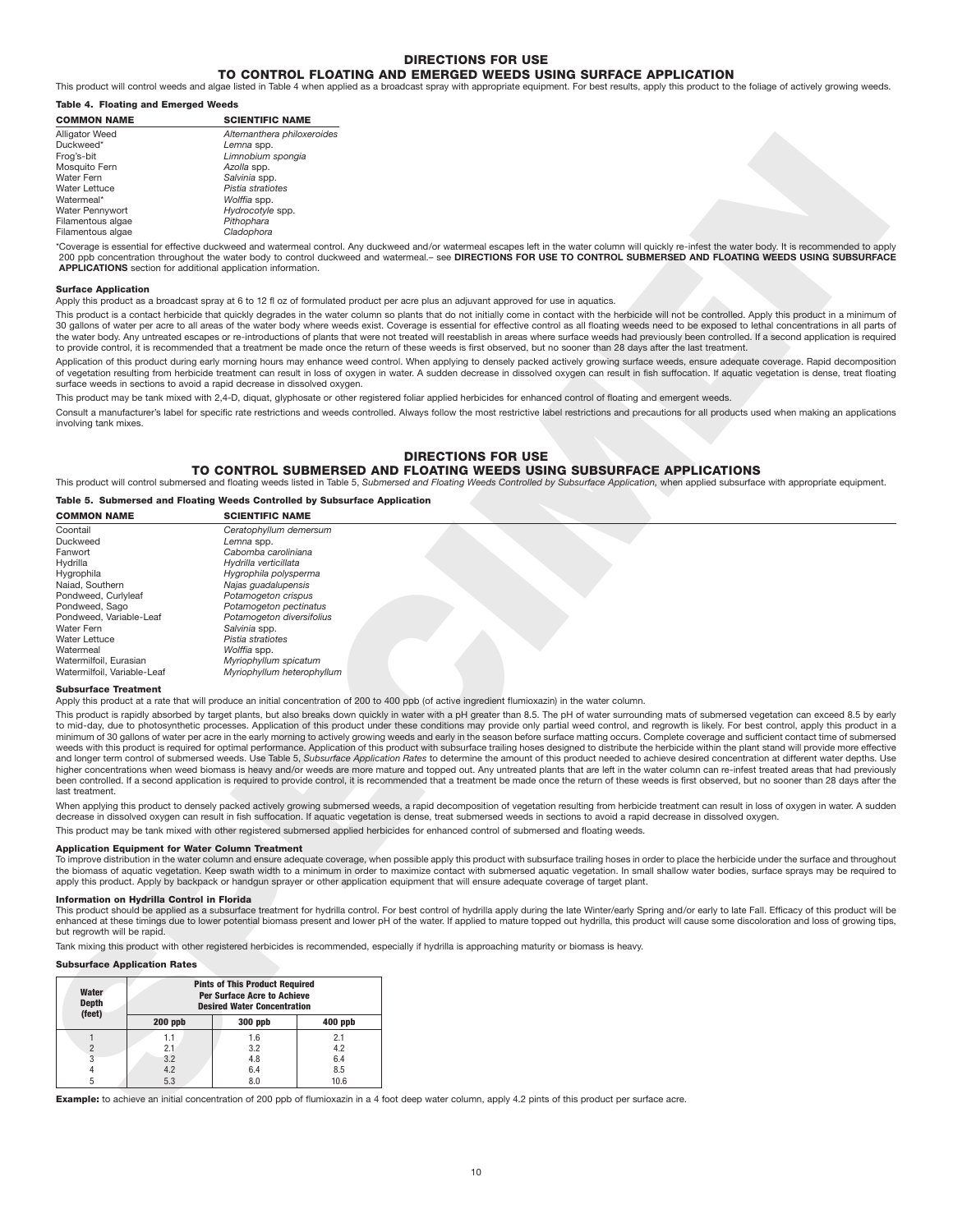## DIRECTIONS FOR USE
## TO CONTROL FLOATING AND EMERGED WEEDS USING SURFACE APPLICATION

This product will control weeds and algae listed in Table 4 when applied as a broadcast spray with appropriate equipment. For best results, apply this product to the foliage of actively growing weeds.

**Table 4. Floating and Emerged Weeds**

| COMMON NAME | SCIENTIFIC NAME |
|---|---|
| Alligator Weed | *Alternanthera philoxeroides* |
| Duckweed* | *Lemna* spp. |
| Frog's-bit | *Limnobium spongia* |
| Mosquito Fern | *Azolla* spp. |
| Water Fern | *Salvinia* spp. |
| Water Lettuce | *Pistia stratiotes* |
| Watermeal* | *Wolffia* spp. |
| Water Pennywort | *Hydrocotyle* spp. |
| Filamentous algae | *Pithophara* |
| Filamentous algae | *Cladophora* |

*Coverage is essential for effective duckweed and watermeal control. Any duckweed and/or watermeal escapes left in the water column will quickly re-infest the water body. It is recommended to apply 200 ppb concentration throughout the water body to control duckweed and watermeal.– see **DIRECTIONS FOR USE TO CONTROL SUBMERSED AND FLOATING WEEDS USING SUBSURFACE APPLICATIONS** section for additional application information.

**Surface Application**

Apply this product as a broadcast spray at 6 to 12 fl oz of formulated product per acre plus an adjuvant approved for use in aquatics.

This product is a contact herbicide that quickly degrades in the water column so plants that do not initially come in contact with the herbicide will not be controlled. Apply this product in a minimum of 30 gallons of water per acre to all areas of the water body where weeds exist. Coverage is essential for effective control as all floating weeds need to be exposed to lethal concentrations in all parts of the water body. Any untreated escapes or re-introductions of plants that were not treated will reestablish in areas where surface weeds had previously been controlled. If a second application is required to provide control, it is recommended that a treatment be made once the return of these weeds is first observed, but no sooner than 28 days after the last treatment.

Application of this product during early morning hours may enhance weed control. When applying to densely packed actively growing surface weeds, ensure adequate coverage. Rapid decomposition of vegetation resulting from herbicide treatment can result in loss of oxygen in water. A sudden decrease in dissolved oxygen can result in fish suffocation. If aquatic vegetation is dense, treat floating surface weeds in sections to avoid a rapid decrease in dissolved oxygen.

This product may be tank mixed with 2,4-D, diquat, glyphosate or other registered foliar applied herbicides for enhanced control of floating and emergent weeds.

Consult a manufacturer's label for specific rate restrictions and weeds controlled. Always follow the most restrictive label restrictions and precautions for all products used when making an applications involving tank mixes.

## DIRECTIONS FOR USE
## TO CONTROL SUBMERSED AND FLOATING WEEDS USING SUBSURFACE APPLICATIONS

This product will control submersed and floating weeds listed in Table 5, *Submersed and Floating Weeds Controlled by Subsurface Application*, when applied subsurface with appropriate equipment.

**Table 5. Submersed and Floating Weeds Controlled by Subsurface Application**

| COMMON NAME | SCIENTIFIC NAME |
|---|---|
| Coontail | *Ceratophyllum demersum* |
| Duckweed | *Lemna* spp. |
| Fanwort | *Cabomba caroliniana* |
| Hydrilla | *Hydrilla verticillata* |
| Hygrophila | *Hygrophila polysperma* |
| Naiad, Southern | *Najas guadalupensis* |
| Pondweed, Curlyleaf | *Potamogeton crispus* |
| Pondweed, Sago | *Potamogeton pectinatus* |
| Pondweed, Variable-Leaf | *Potamogeton diversifolius* |
| Water Fern | *Salvinia* spp. |
| Water Lettuce | *Pistia stratiotes* |
| Watermeal | *Wolffia* spp. |
| Watermilfoil, Eurasian | *Myriophyllum spicatum* |
| Watermilfoil, Variable-Leaf | *Myriophyllum heterophyllum* |

**Subsurface Treatment**

Apply this product at a rate that will produce an initial concentration of 200 to 400 ppb (of active ingredient flumioxazin) in the water column.

This product is rapidly absorbed by target plants, but also breaks down quickly in water with a pH greater than 8.5. The pH of water surrounding mats of submersed vegetation can exceed 8.5 by early to mid-day, due to photosynthetic processes. Application of this product under these conditions may provide only partial weed control, and regrowth is likely. For best control, apply this product in a minimum of 30 gallons of water per acre in the early morning to actively growing weeds and early in the season before surface matting occurs. Complete coverage and sufficient contact time of submersed weeds with this product is required for optimal performance. Application of this product with subsurface trailing hoses designed to distribute the herbicide within the plant stand will provide more effective and longer term control of submersed weeds. Use Table 5, *Subsurface Application Rates* to determine the amount of this product needed to achieve desired concentration at different water depths. Use higher concentrations when weed biomass is heavy and/or weeds are more mature and topped out. Any untreated plants that are left in the water column can re-infest treated areas that had previously been controlled. If a second application is required to provide control, it is recommended that a treatment be made once the return of these weeds is first observed, but no sooner than 28 days after the last treatment.

When applying this product to densely packed actively growing submersed weeds, a rapid decomposition of vegetation resulting from herbicide treatment can result in loss of oxygen in water. A sudden decrease in dissolved oxygen can result in fish suffocation. If aquatic vegetation is dense, treat submersed weeds in sections to avoid a rapid decrease in dissolved oxygen.

This product may be tank mixed with other registered submersed applied herbicides for enhanced control of submersed and floating weeds.

**Application Equipment for Water Column Treatment**

To improve distribution in the water column and ensure adequate coverage, when possible apply this product with subsurface trailing hoses in order to place the herbicide under the surface and throughout the biomass of aquatic vegetation. Keep swath width to a minimum in order to maximize contact with submersed aquatic vegetation. In small shallow water bodies, surface sprays may be required to apply this product. Apply by backpack or handgun sprayer or other application equipment that will ensure adequate coverage of target plant.

**Information on Hydrilla Control in Florida**

This product should be applied as a subsurface treatment for hydrilla control. For best control of hydrilla apply during the late Winter/early Spring and/or early to late Fall. Efficacy of this product will be enhanced at these timings due to lower potential biomass present and lower pH of the water. If applied to mature topped out hydrilla, this product will cause some discoloration and loss of growing tips, but regrowth will be rapid.

Tank mixing this product with other registered herbicides is recommended, especially if hydrilla is approaching maturity or biomass is heavy.

**Subsurface Application Rates**

| Water Depth (feet) | Pints of This Product Required Per Surface Acre to Achieve Desired Water Concentration | | |
|---|---|---|---|
| | 200 ppb | 300 ppb | 400 ppb |
| 1 | 1.1 | 1.6 | 2.1 |
| 2 | 2.1 | 3.2 | 4.2 |
| 3 | 3.2 | 4.8 | 6.4 |
| 4 | 4.2 | 6.4 | 8.5 |
| 5 | 5.3 | 8.0 | 10.6 |

**Example:** to achieve an initial concentration of 200 ppb of flumioxazin in a 4 foot deep water column, apply 4.2 pints of this product per surface acre.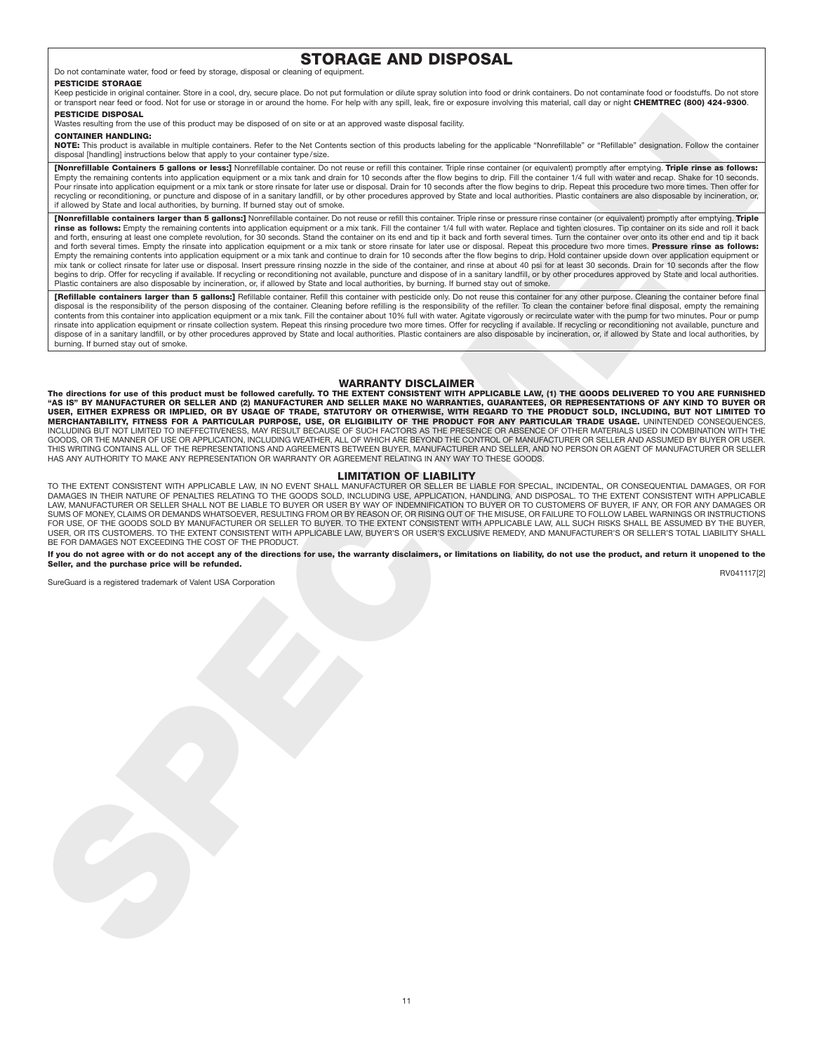# STORAGE AND DISPOSAL

Do not contaminate water, food or feed by storage, disposal or cleaning of equipment.

**PESTICIDE STORAGE**

Keep pesticide in original container. Store in a cool, dry, secure place. Do not put formulation or dilute spray solution into food or drink containers. Do not contaminate food or foodstuffs. Do not store or transport near feed or food. Not for use or storage in or around the home. For help with any spill, leak, fire or exposure involving this material, call day or night **CHEMTREC (800) 424-9300**.

**PESTICIDE DISPOSAL**

Wastes resulting from the use of this product may be disposed of on site or at an approved waste disposal facility.

**CONTAINER HANDLING:**

**NOTE:** This product is available in multiple containers. Refer to the Net Contents section of this products labeling for the applicable "Nonrefillable" or "Refillable" designation. Follow the container disposal [handling] instructions below that apply to your container type/size.

**[Nonrefillable Containers 5 gallons or less:]** Nonrefillable container. Do not reuse or refill this container. Triple rinse container (or equivalent) promptly after emptying. **Triple rinse as follows:** Empty the remaining contents into application equipment or a mix tank and drain for 10 seconds after the flow begins to drip. Fill the container 1/4 full with water and recap. Shake for 10 seconds. Pour rinsate into application equipment or a mix tank or store rinsate for later use or disposal. Drain for 10 seconds after the flow begins to drip. Repeat this procedure two more times. Then offer for recycling or reconditioning, or puncture and dispose of in a sanitary landfill, or by other procedures approved by State and local authorities. Plastic containers are also disposable by incineration, or, if allowed by State and local authorities, by burning. If burned stay out of smoke.

**[Nonrefillable containers larger than 5 gallons:]** Nonrefillable container. Do not reuse or refill this container. Triple rinse or pressure rinse container (or equivalent) promptly after emptying. **Triple rinse as follows:** Empty the remaining contents into application equipment or a mix tank. Fill the container 1/4 full with water. Replace and tighten closures. Tip container on its side and roll it back and forth, ensuring at least one complete revolution, for 30 seconds. Stand the container on its end and tip it back and forth several times. Turn the container over onto its other end and tip it back and forth several times. Empty the rinsate into application equipment or a mix tank or store rinsate for later use or disposal. Repeat this procedure two more times. **Pressure rinse as follows:** Empty the remaining contents into application equipment or a mix tank and continue to drain for 10 seconds after the flow begins to drip. Hold container upside down over application equipment or mix tank or collect rinsate for later use or disposal. Insert pressure rinsing nozzle in the side of the container, and rinse at about 40 psi for at least 30 seconds. Drain for 10 seconds after the flow begins to drip. Offer for recycling if available. If recycling or reconditioning not available, puncture and dispose of in a sanitary landfill, or by other procedures approved by State and local authorities. Plastic containers are also disposable by incineration, or, if allowed by State and local authorities, by burning. If burned stay out of smoke.

**[Refillable containers larger than 5 gallons:]** Refillable container. Refill this container with pesticide only. Do not reuse this container for any other purpose. Cleaning the container before final disposal is the responsibility of the person disposing of the container. Cleaning before refilling is the responsibility of the refiller. To clean the container before final disposal, empty the remaining contents from this container into application equipment or a mix tank. Fill the container about 10% full with water. Agitate vigorously or recirculate water with the pump for two minutes. Pour or pump rinsate into application equipment or rinsate collection system. Repeat this rinsing procedure two more times. Offer for recycling if available. If recycling or reconditioning not available, puncture and dispose of in a sanitary landfill, or by other procedures approved by State and local authorities. Plastic containers are also disposable by incineration, or, if allowed by State and local authorities, by burning. If burned stay out of smoke.

## WARRANTY DISCLAIMER

**The directions for use of this product must be followed carefully. TO THE EXTENT CONSISTENT WITH APPLICABLE LAW, (1) THE GOODS DELIVERED TO YOU ARE FURNISHED "AS IS" BY MANUFACTURER OR SELLER AND (2) MANUFACTURER AND SELLER MAKE NO WARRANTIES, GUARANTEES, OR REPRESENTATIONS OF ANY KIND TO BUYER OR USER, EITHER EXPRESS OR IMPLIED, OR BY USAGE OF TRADE, STATUTORY OR OTHERWISE, WITH REGARD TO THE PRODUCT SOLD, INCLUDING, BUT NOT LIMITED TO MERCHANTABILITY, FITNESS FOR A PARTICULAR PURPOSE, USE, OR ELIGIBILITY OF THE PRODUCT FOR ANY PARTICULAR TRADE USAGE.** UNINTENDED CONSEQUENCES, INCLUDING BUT NOT LIMITED TO INEFFECTIVENESS, MAY RESULT BECAUSE OF SUCH FACTORS AS THE PRESENCE OR ABSENCE OF OTHER MATERIALS USED IN COMBINATION WITH THE GOODS, OR THE MANNER OF USE OR APPLICATION, INCLUDING WEATHER, ALL OF WHICH ARE BEYOND THE CONTROL OF MANUFACTURER OR SELLER AND ASSUMED BY BUYER OR USER. THIS WRITING CONTAINS ALL OF THE REPRESENTATIONS AND AGREEMENTS BETWEEN BUYER, MANUFACTURER AND SELLER, AND NO PERSON OR AGENT OF MANUFACTURER OR SELLER HAS ANY AUTHORITY TO MAKE ANY REPRESENTATION OR WARRANTY OR AGREEMENT RELATING IN ANY WAY TO THESE GOODS.

## LIMITATION OF LIABILITY

TO THE EXTENT CONSISTENT WITH APPLICABLE LAW, IN NO EVENT SHALL MANUFACTURER OR SELLER BE LIABLE FOR SPECIAL, INCIDENTAL, OR CONSEQUENTIAL DAMAGES, OR FOR DAMAGES IN THEIR NATURE OF PENALTIES RELATING TO THE GOODS SOLD, INCLUDING USE, APPLICATION, HANDLING, AND DISPOSAL. TO THE EXTENT CONSISTENT WITH APPLICABLE LAW, MANUFACTURER OR SELLER SHALL NOT BE LIABLE TO BUYER OR USER BY WAY OF INDEMNIFICATION TO BUYER OR TO CUSTOMERS OF BUYER, IF ANY, OR FOR ANY DAMAGES OR SUMS OF MONEY, CLAIMS OR DEMANDS WHATSOEVER, RESULTING FROM OR BY REASON OF, OR RISING OUT OF THE MISUSE, OR FAILURE TO FOLLOW LABEL WARNINGS OR INSTRUCTIONS FOR USE, OF THE GOODS SOLD BY MANUFACTURER OR SELLER TO BUYER. TO THE EXTENT CONSISTENT WITH APPLICABLE LAW, ALL SUCH RISKS SHALL BE ASSUMED BY THE BUYER, USER, OR ITS CUSTOMERS. TO THE EXTENT CONSISTENT WITH APPLICABLE LAW, BUYER'S OR USER'S EXCLUSIVE REMEDY, AND MANUFACTURER'S OR SELLER'S TOTAL LIABILITY SHALL BE FOR DAMAGES NOT EXCEEDING THE COST OF THE PRODUCT.

**If you do not agree with or do not accept any of the directions for use, the warranty disclaimers, or limitations on liability, do not use the product, and return it unopened to the Seller, and the purchase price will be refunded.**

RV041117[2]

SureGuard is a registered trademark of Valent USA Corporation